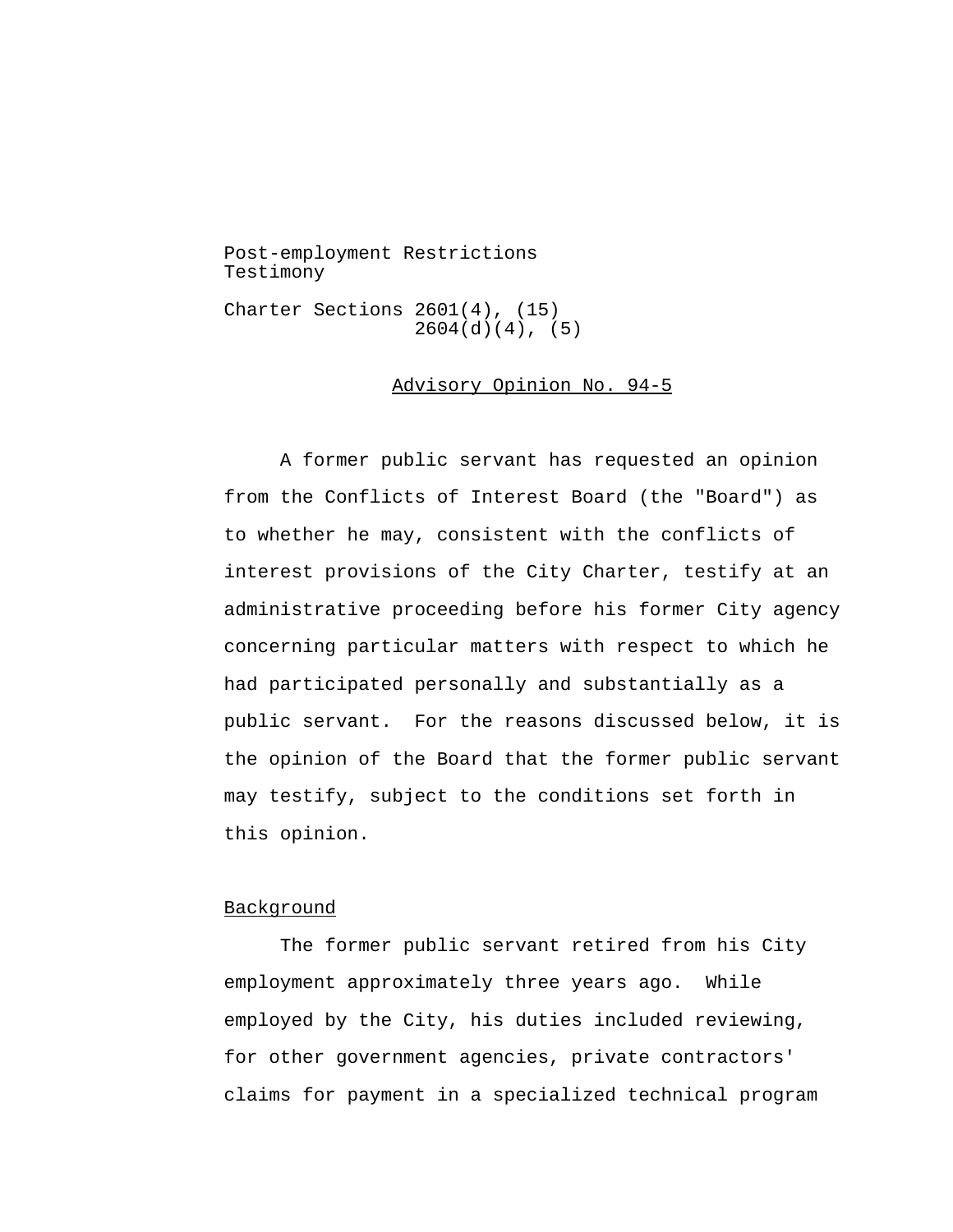Post-employment Restrictions
Testimony

Charter Sections 2601(4), (15)
2604(d)(4), (5)

## Advisory Opinion No. 94-5

A former public servant has requested an opinion from the Conflicts of Interest Board (the "Board") as to whether he may, consistent with the conflicts of interest provisions of the City Charter, testify at an administrative proceeding before his former City agency concerning particular matters with respect to which he had participated personally and substantially as a public servant. For the reasons discussed below, it is the opinion of the Board that the former public servant may testify, subject to the conditions set forth in this opinion.

### Background

The former public servant retired from his City employment approximately three years ago. While employed by the City, his duties included reviewing, for other government agencies, private contractors' claims for payment in a specialized technical program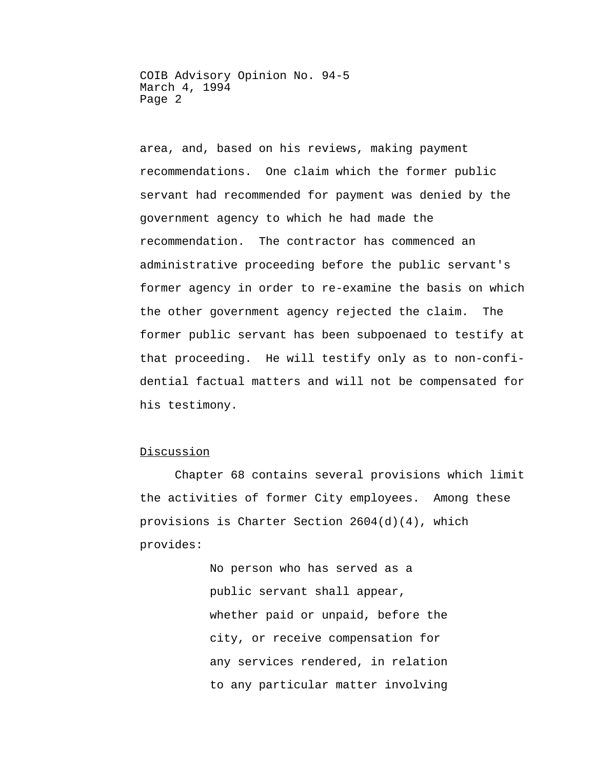area, and, based on his reviews, making payment recommendations. One claim which the former public servant had recommended for payment was denied by the government agency to which he had made the recommendation. The contractor has commenced an administrative proceeding before the public servant's former agency in order to re-examine the basis on which the other government agency rejected the claim. The former public servant has been subpoenaed to testify at that proceeding. He will testify only as to non-confidential factual matters and will not be compensated for his testimony.

## Discussion

Chapter 68 contains several provisions which limit the activities of former City employees. Among these provisions is Charter Section 2604(d)(4), which provides:

> No person who has served as a public servant shall appear, whether paid or unpaid, before the city, or receive compensation for any services rendered, in relation to any particular matter involving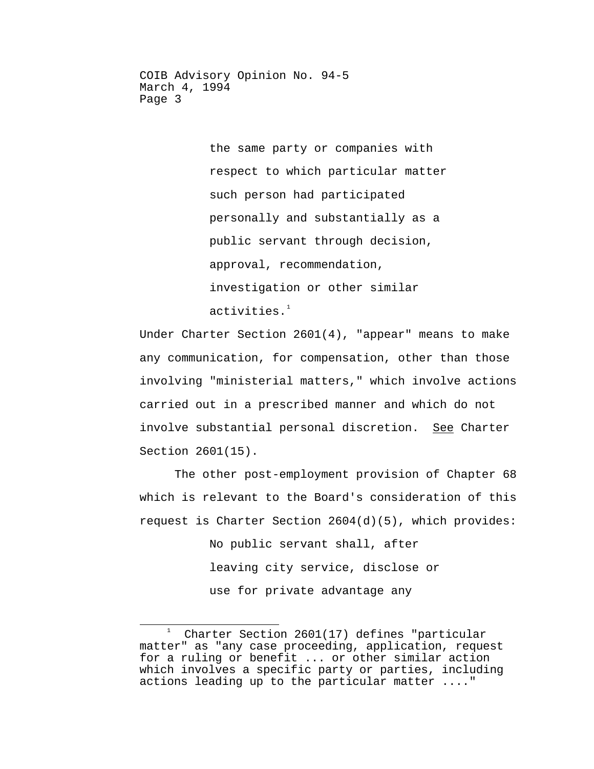> the same party or companies with respect to which particular matter such person had participated personally and substantially as a public servant through decision, approval, recommendation, investigation or other similar activities.[1]

Under Charter Section 2601(4), "appear" means to make any communication, for compensation, other than those involving "ministerial matters," which involve actions carried out in a prescribed manner and which do not involve substantial personal discretion. See Charter Section 2601(15).

The other post-employment provision of Chapter 68 which is relevant to the Board's consideration of this request is Charter Section 2604(d)(5), which provides:

> No public servant shall, after leaving city service, disclose or use for private advantage any

---

[1] Charter Section 2601(17) defines "particular matter" as "any case proceeding, application, request for a ruling or benefit ... or other similar action which involves a specific party or parties, including actions leading up to the particular matter ...."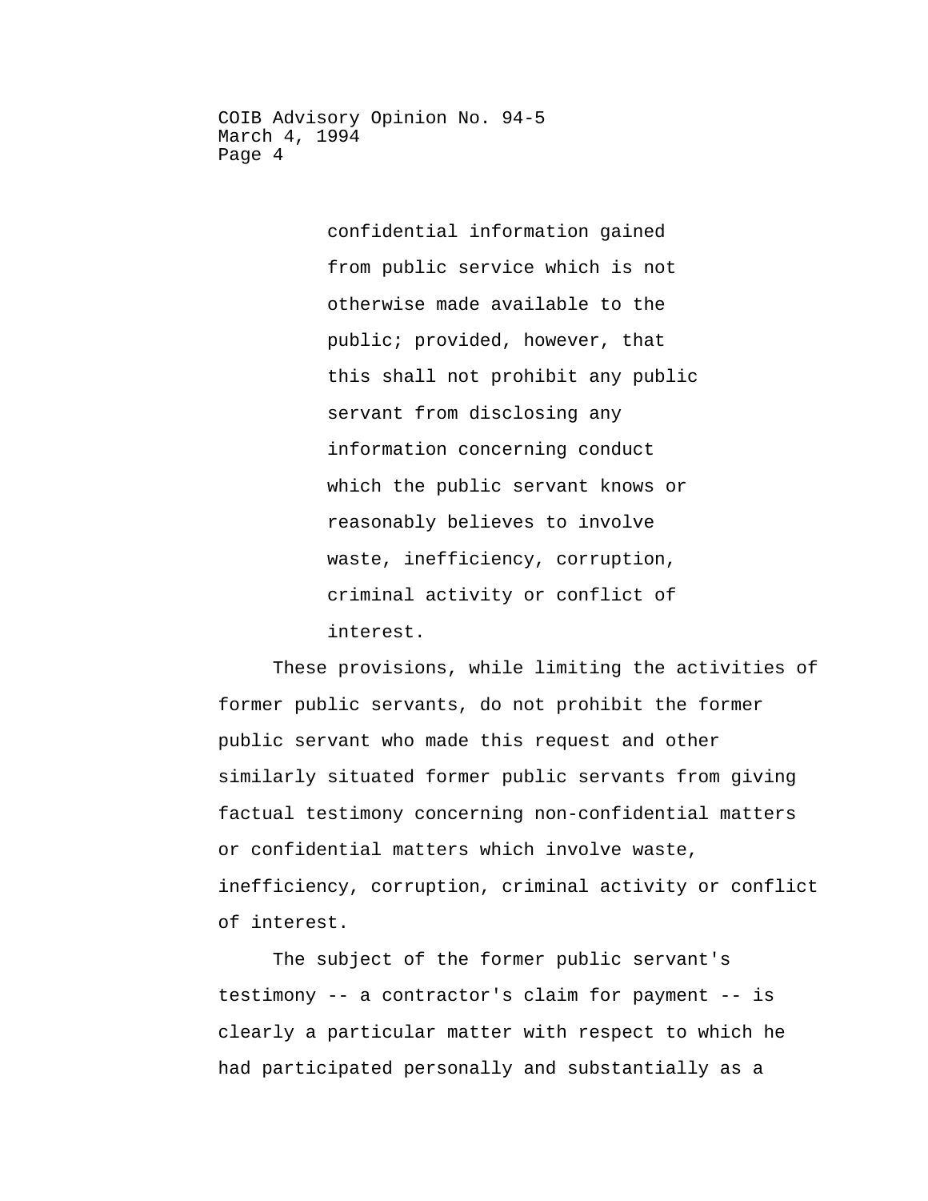> confidential information gained from public service which is not otherwise made available to the public; provided, however, that this shall not prohibit any public servant from disclosing any information concerning conduct which the public servant knows or reasonably believes to involve waste, inefficiency, corruption, criminal activity or conflict of interest.

These provisions, while limiting the activities of former public servants, do not prohibit the former public servant who made this request and other similarly situated former public servants from giving factual testimony concerning non-confidential matters or confidential matters which involve waste, inefficiency, corruption, criminal activity or conflict of interest.

The subject of the former public servant's testimony -- a contractor's claim for payment -- is clearly a particular matter with respect to which he had participated personally and substantially as a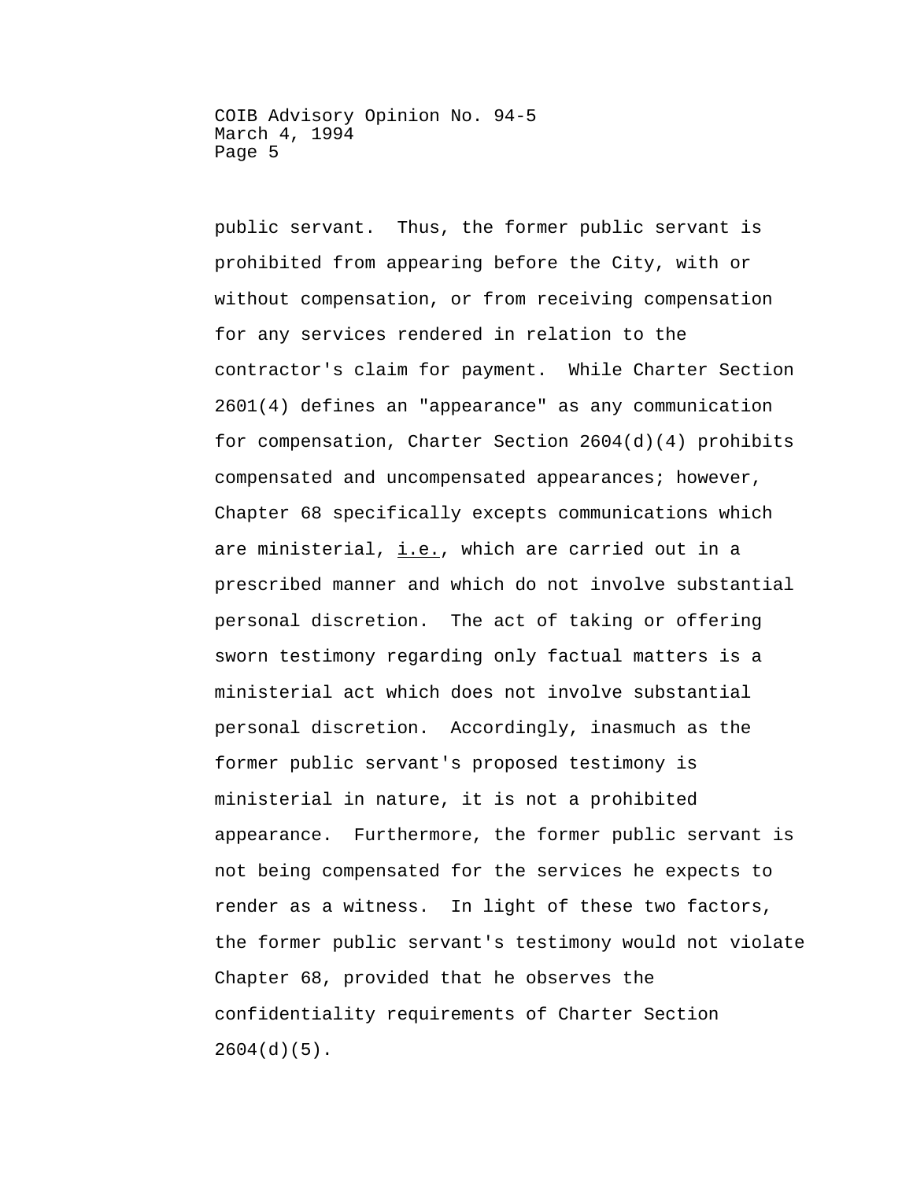public servant. Thus, the former public servant is prohibited from appearing before the City, with or without compensation, or from receiving compensation for any services rendered in relation to the contractor's claim for payment. While Charter Section 2601(4) defines an "appearance" as any communication for compensation, Charter Section 2604(d)(4) prohibits compensated and uncompensated appearances; however, Chapter 68 specifically excepts communications which are ministerial, i.e., which are carried out in a prescribed manner and which do not involve substantial personal discretion. The act of taking or offering sworn testimony regarding only factual matters is a ministerial act which does not involve substantial personal discretion. Accordingly, inasmuch as the former public servant's proposed testimony is ministerial in nature, it is not a prohibited appearance. Furthermore, the former public servant is not being compensated for the services he expects to render as a witness. In light of these two factors, the former public servant's testimony would not violate Chapter 68, provided that he observes the confidentiality requirements of Charter Section 2604(d)(5).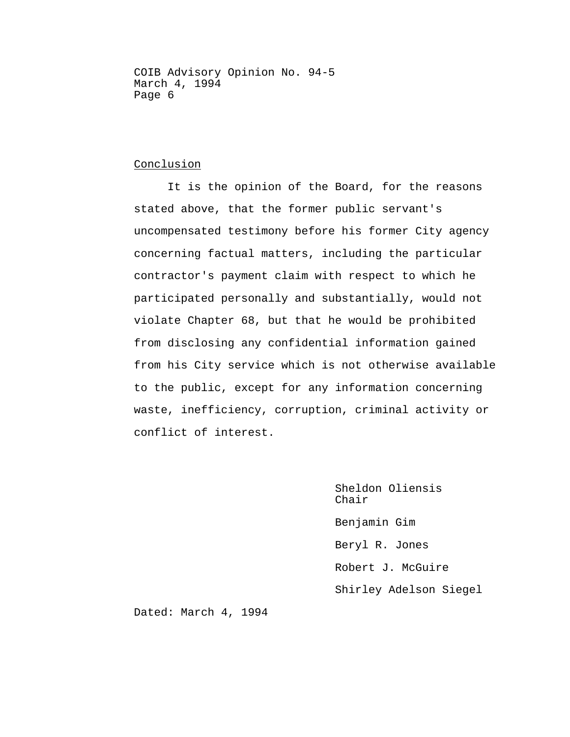<u>Conclusion</u>

It is the opinion of the Board, for the reasons stated above, that the former public servant's uncompensated testimony before his former City agency concerning factual matters, including the particular contractor's payment claim with respect to which he participated personally and substantially, would not violate Chapter 68, but that he would be prohibited from disclosing any confidential information gained from his City service which is not otherwise available to the public, except for any information concerning waste, inefficiency, corruption, criminal activity or conflict of interest.

Sheldon Oliensis
Chair

Benjamin Gim

Beryl R. Jones

Robert J. McGuire

Shirley Adelson Siegel

Dated: March 4, 1994